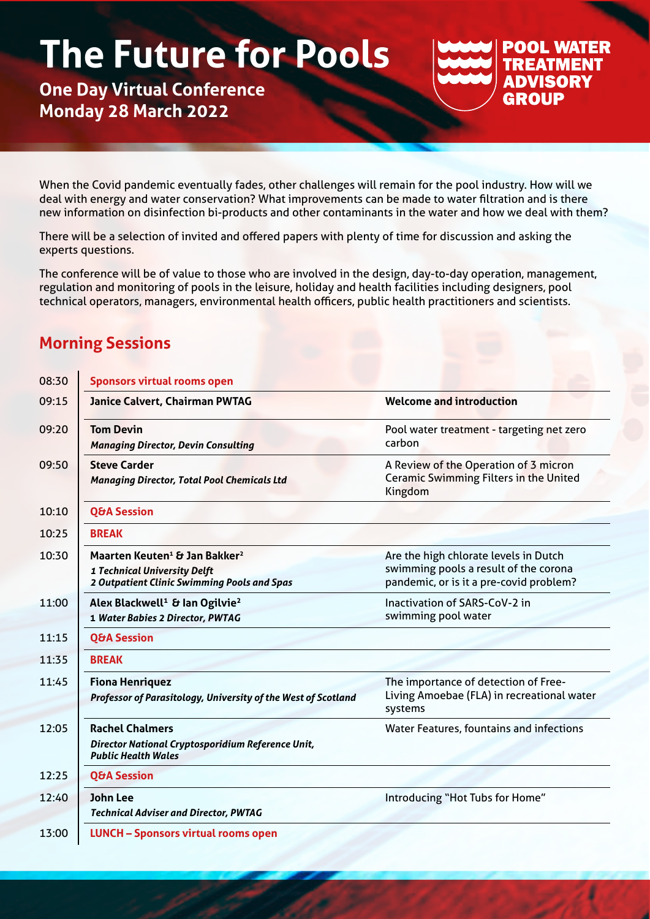# The Future for Pools

**One Day Virtual Conference**
**Monday 28 March 2022**

POOL WATER TREATMENT ADVISORY GROUP

When the Covid pandemic eventually fades, other challenges will remain for the pool industry. How will we deal with energy and water conservation? What improvements can be made to water filtration and is there new information on disinfection bi-products and other contaminants in the water and how we deal with them?

There will be a selection of invited and offered papers with plenty of time for discussion and asking the experts questions.

The conference will be of value to those who are involved in the design, day-to-day operation, management, regulation and monitoring of pools in the leisure, holiday and health facilities including designers, pool technical operators, managers, environmental health officers, public health practitioners and scientists.

## Morning Sessions

| Time | Speaker | Topic |
|---|---|---|
| 08:30 | **Sponsors virtual rooms open** | |
| 09:15 | **Janice Calvert, Chairman PWTAG** | **Welcome and introduction** |
| 09:20 | **Tom Devin** *Managing Director, Devin Consulting* | Pool water treatment - targeting net zero carbon |
| 09:50 | **Steve Carder** *Managing Director, Total Pool Chemicals Ltd* | A Review of the Operation of 3 micron Ceramic Swimming Filters in the United Kingdom |
| 10:10 | **Q&A Session** | |
| 10:25 | **BREAK** | |
| 10:30 | **Maarten Keuten[1] & Jan Bakker[2]** *1 Technical University Delft* *2 Outpatient Clinic Swimming Pools and Spas* | Are the high chlorate levels in Dutch swimming pools a result of the corona pandemic, or is it a pre-covid problem? |
| 11:00 | **Alex Blackwell[1] & Ian Ogilvie[2]** 1 *Water Babies 2 Director, PWTAG* | Inactivation of SARS-CoV-2 in swimming pool water |
| 11:15 | **Q&A Session** | |
| 11:35 | **BREAK** | |
| 11:45 | **Fiona Henriquez** *Professor of Parasitology, University of the West of Scotland* | The importance of detection of Free-Living Amoebae (FLA) in recreational water systems |
| 12:05 | **Rachel Chalmers** *Director National Cryptosporidium Reference Unit, Public Health Wales* | Water Features, fountains and infections |
| 12:25 | **Q&A Session** | |
| 12:40 | **John Lee** *Technical Adviser and Director, PWTAG* | Introducing "Hot Tubs for Home" |
| 13:00 | **LUNCH – Sponsors virtual rooms open** | |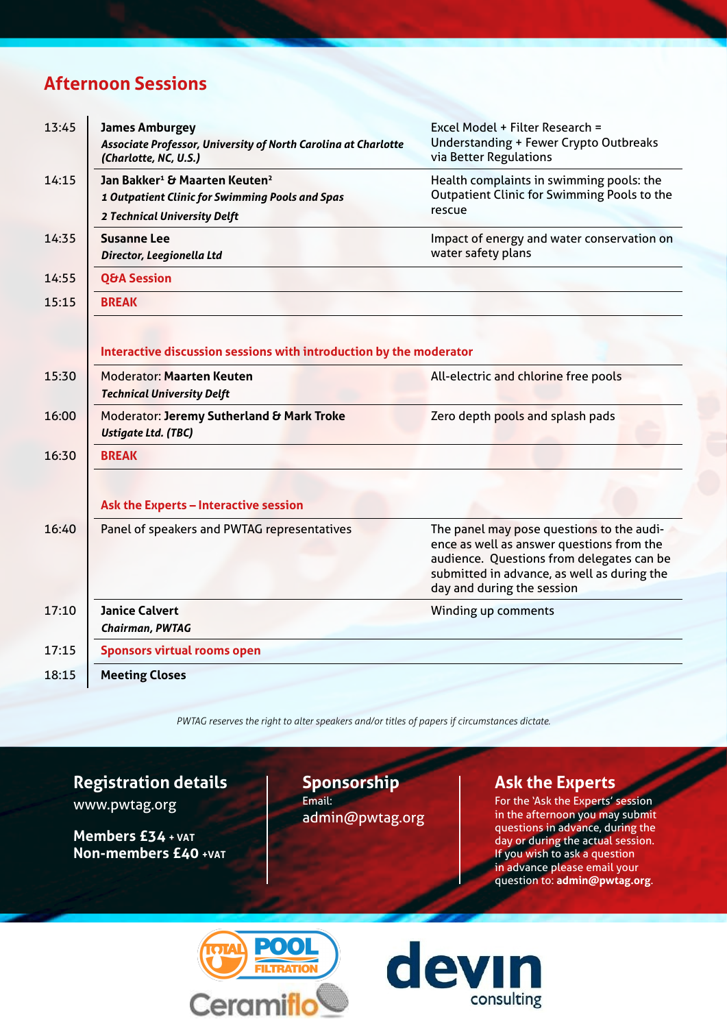## Afternoon Sessions

| | | |
|---|---|---|
| 13:45 | **James Amburgey**<br>***Associate Professor, University of North Carolina at Charlotte (Charlotte, NC, U.S.)*** | Excel Model + Filter Research = Understanding + Fewer Crypto Outbreaks via Better Regulations |
| 14:15 | **Jan Bakker[1] & Maarten Keuten[2]**<br>***1 Outpatient Clinic for Swimming Pools and Spas***<br>***2 Technical University Delft*** | Health complaints in swimming pools: the Outpatient Clinic for Swimming Pools to the rescue |
| 14:35 | **Susanne Lee**<br>***Director, Leegionella Ltd*** | Impact of energy and water conservation on water safety plans |
| 14:55 | **Q&A Session** | |
| 15:15 | **BREAK** | |
| | **Interactive discussion sessions with introduction by the moderator** | |
| 15:30 | Moderator: **Maarten Keuten**<br>***Technical University Delft*** | All-electric and chlorine free pools |
| 16:00 | Moderator: **Jeremy Sutherland & Mark Troke**<br>***Ustigate Ltd. (TBC)*** | Zero depth pools and splash pads |
| 16:30 | **BREAK** | |
| | **Ask the Experts – Interactive session** | |
| 16:40 | Panel of speakers and PWTAG representatives | The panel may pose questions to the audience as well as answer questions from the audience. Questions from delegates can be submitted in advance, as well as during the day and during the session |
| 17:10 | **Janice Calvert**<br>***Chairman, PWTAG*** | Winding up comments |
| 17:15 | **Sponsors virtual rooms open** | |
| 18:15 | **Meeting Closes** | |

*PWTAG reserves the right to alter speakers and/or titles of papers if circumstances dictate.*

## Registration details

www.pwtag.org

**Members £34** + VAT
**Non-members £40** +VAT

## Sponsorship

Email:
admin@pwtag.org

## Ask the Experts

For the 'Ask the Experts' session in the afternoon you may submit questions in advance, during the day or during the actual session. If you wish to ask a question in advance please email your question to: **admin@pwtag.org**.

Total Pool Filtration
Ceramiflo

devin consulting